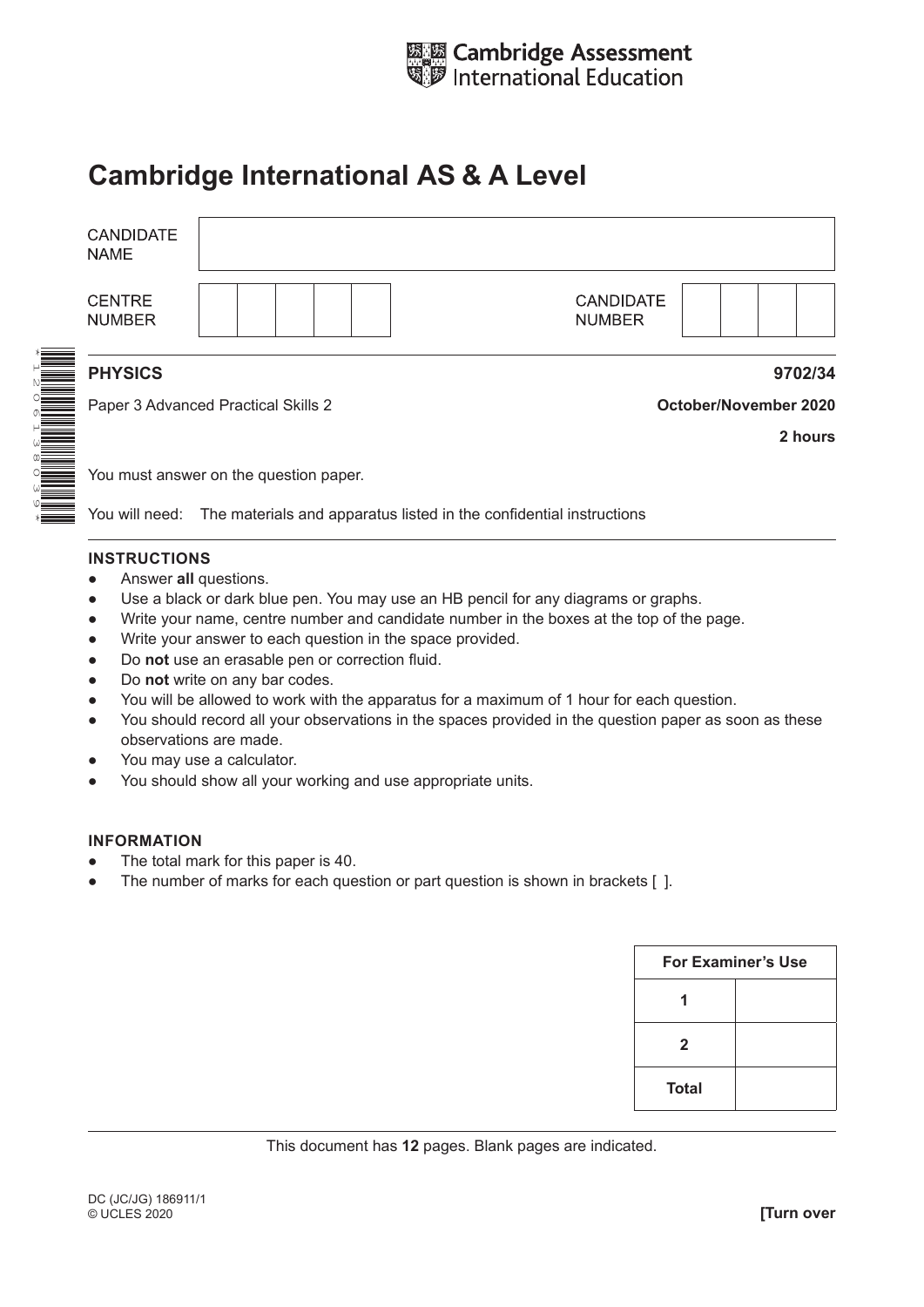Cambridge Assessment International Education

# Cambridge International AS & A Level

| CANDIDATE NAME | |
|---|---|

| CENTRE NUMBER | | CANDIDATE NUMBER | |
|---|---|---|---|

**PHYSICS** **9702/34**

Paper 3 Advanced Practical Skills 2 **October/November 2020**

**2 hours**

You must answer on the question paper.

You will need: The materials and apparatus listed in the confidential instructions

**INSTRUCTIONS**

- Answer **all** questions.
- Use a black or dark blue pen. You may use an HB pencil for any diagrams or graphs.
- Write your name, centre number and candidate number in the boxes at the top of the page.
- Write your answer to each question in the space provided.
- Do **not** use an erasable pen or correction fluid.
- Do **not** write on any bar codes.
- You will be allowed to work with the apparatus for a maximum of 1 hour for each question.
- You should record all your observations in the spaces provided in the question paper as soon as these observations are made.
- You may use a calculator.
- You should show all your working and use appropriate units.

**INFORMATION**

- The total mark for this paper is 40.
- The number of marks for each question or part question is shown in brackets [ ].

| For Examiner's Use | |
|---|---|
| 1 | |
| 2 | |
| Total | |

This document has **12** pages. Blank pages are indicated.

DC (JC/JG) 186911/1
© UCLES 2020 **[Turn over**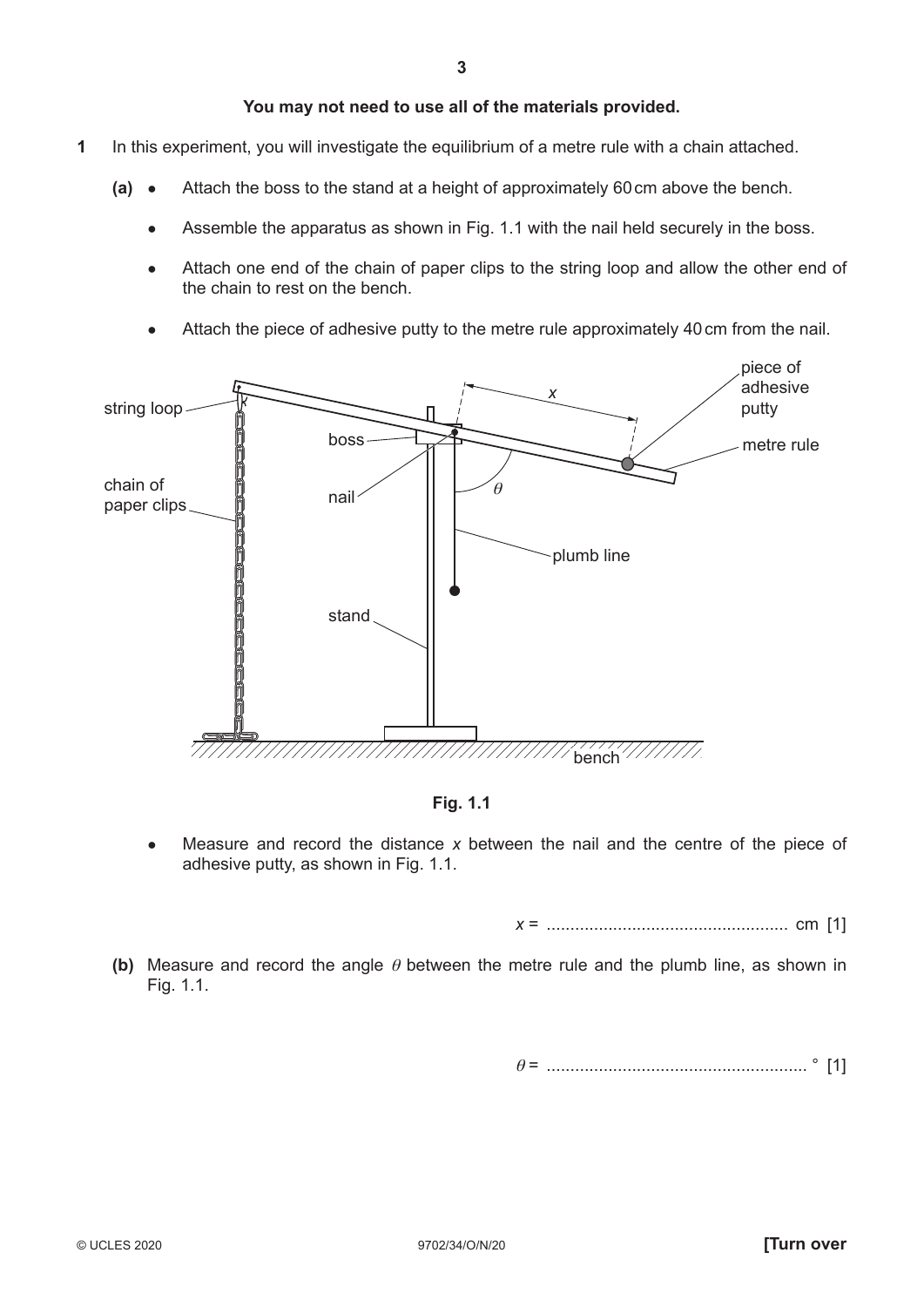**You may not need to use all of the materials provided.**

**1** In this experiment, you will investigate the equilibrium of a metre rule with a chain attached.

**(a)**
- Attach the boss to the stand at a height of approximately 60 cm above the bench.
- Assemble the apparatus as shown in Fig. 1.1 with the nail held securely in the boss.
- Attach one end of the chain of paper clips to the string loop and allow the other end of the chain to rest on the bench.
- Attach the piece of adhesive putty to the metre rule approximately 40 cm from the nail.

**Fig. 1.1**

- Measure and record the distance $x$ between the nail and the centre of the piece of adhesive putty, as shown in Fig. 1.1.

$x$ = .................................................. cm [1]

**(b)** Measure and record the angle $\theta$ between the metre rule and the plumb line, as shown in Fig. 1.1.

$\theta$ = ...................................................... ° [1]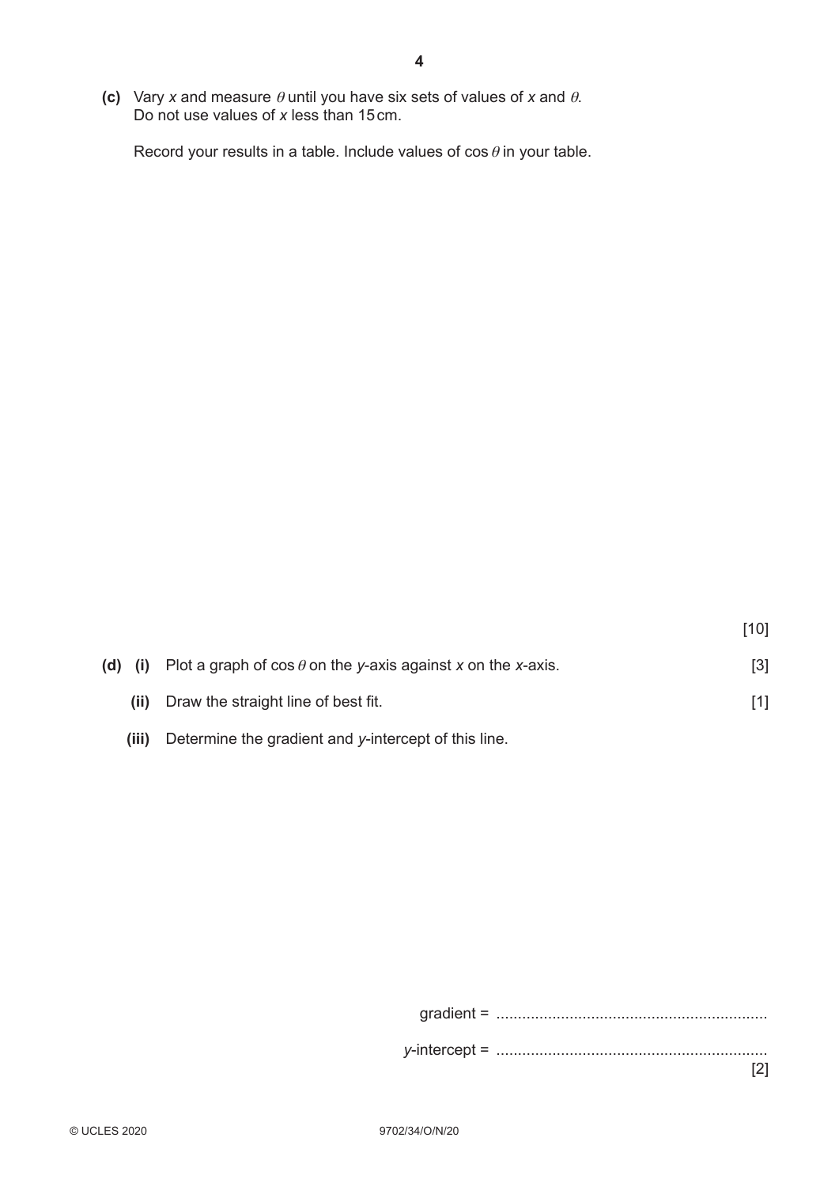**(c)** Vary $x$ and measure $\theta$ until you have six sets of values of $x$ and $\theta$.
Do not use values of $x$ less than 15 cm.

Record your results in a table. Include values of $\cos\theta$ in your table.

[10]

**(d)** **(i)** Plot a graph of $\cos\theta$ on the $y$-axis against $x$ on the $x$-axis. [3]

**(ii)** Draw the straight line of best fit. [1]

**(iii)** Determine the gradient and $y$-intercept of this line.

gradient = ..............................................................

$y$-intercept = ..............................................................

[2]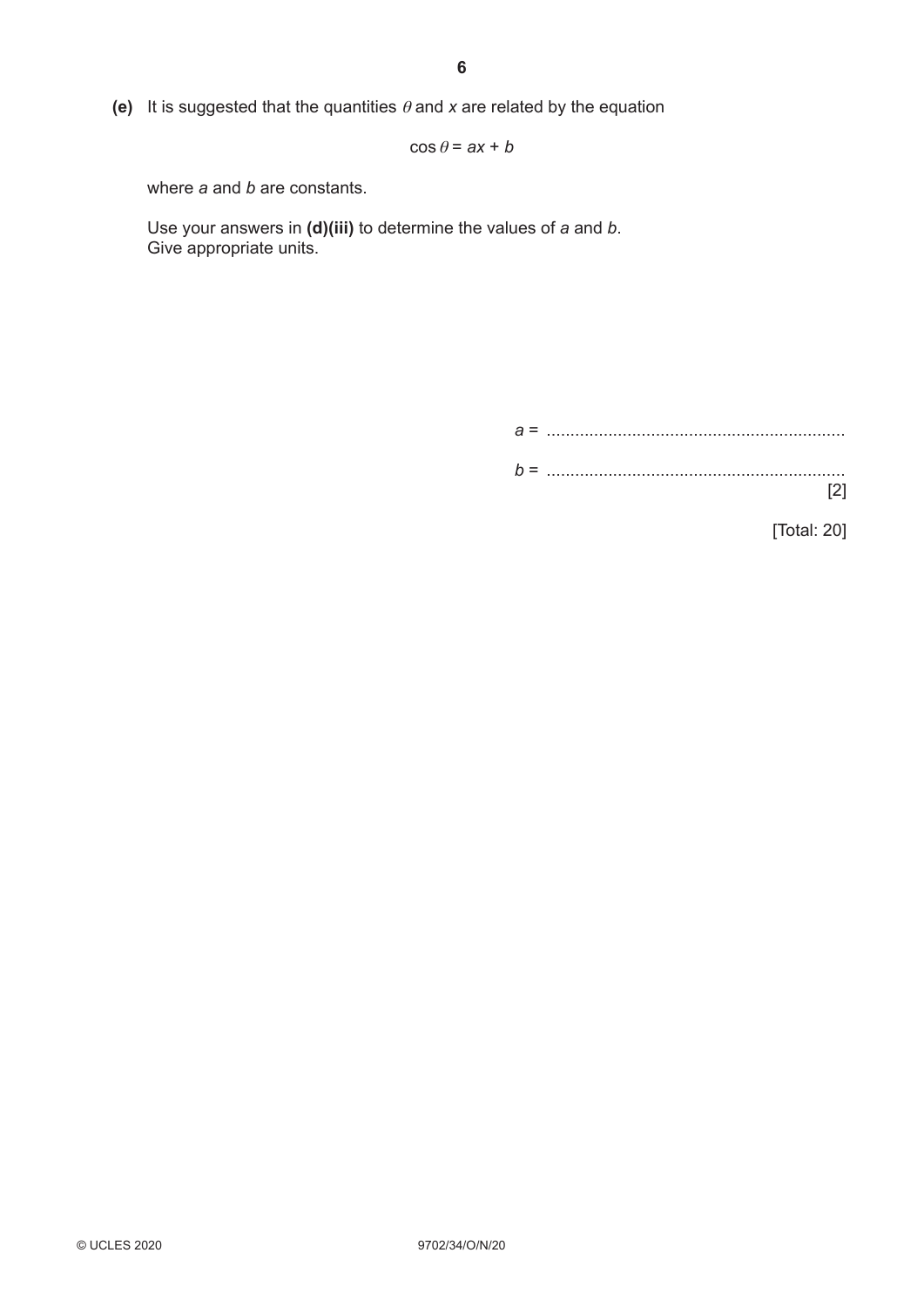**(e)** It is suggested that the quantities $\theta$ and $x$ are related by the equation

$$\cos\theta = ax + b$$

where $a$ and $b$ are constants.

Use your answers in **(d)(iii)** to determine the values of $a$ and $b$.
Give appropriate units.

$a$ = ..............................................................

$b$ = .............................................................. [2]

[Total: 20]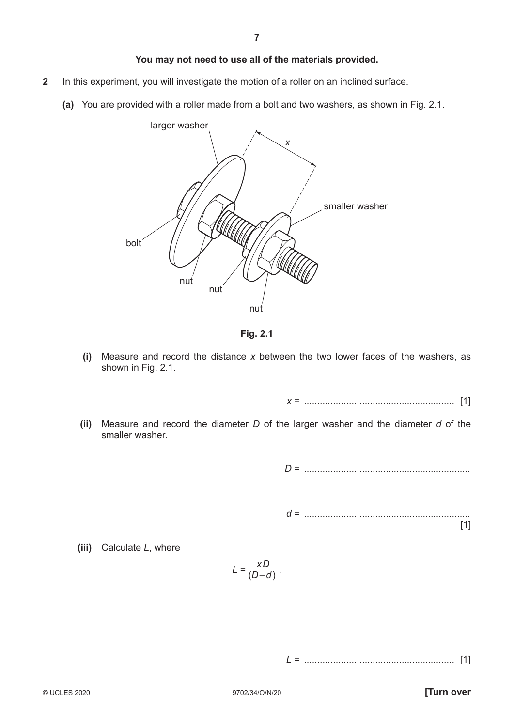**You may not need to use all of the materials provided.**

**2** In this experiment, you will investigate the motion of a roller on an inclined surface.

**(a)** You are provided with a roller made from a bolt and two washers, as shown in Fig. 2.1.

**Fig. 2.1**

**(i)** Measure and record the distance $x$ between the two lower faces of the washers, as shown in Fig. 2.1.

$x$ = ........................................................ [1]

**(ii)** Measure and record the diameter $D$ of the larger washer and the diameter $d$ of the smaller washer.

$D$ = ..............................................................

$d$ = ..............................................................
[1]

**(iii)** Calculate $L$, where

$$L = \frac{xD}{(D-d)}.$$

$L$ = ........................................................ [1]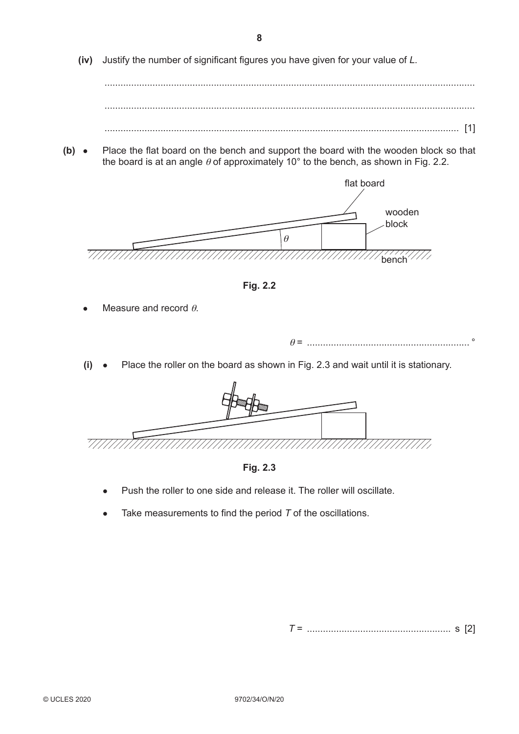**(iv)** Justify the number of significant figures you have given for your value of $L$.

..........................................................................................................................................

..........................................................................................................................................

.................................................................................................................................... [1]

**(b)** • Place the flat board on the bench and support the board with the wooden block so that the board is at an angle $\theta$ of approximately 10° to the bench, as shown in Fig. 2.2.

**Fig. 2.2**

• Measure and record $\theta$.

$\theta$ = ............................................................ °

**(i)** • Place the roller on the board as shown in Fig. 2.3 and wait until it is stationary.

**Fig. 2.3**

• Push the roller to one side and release it. The roller will oscillate.

• Take measurements to find the period $T$ of the oscillations.

$T$ = ...................................................... s [2]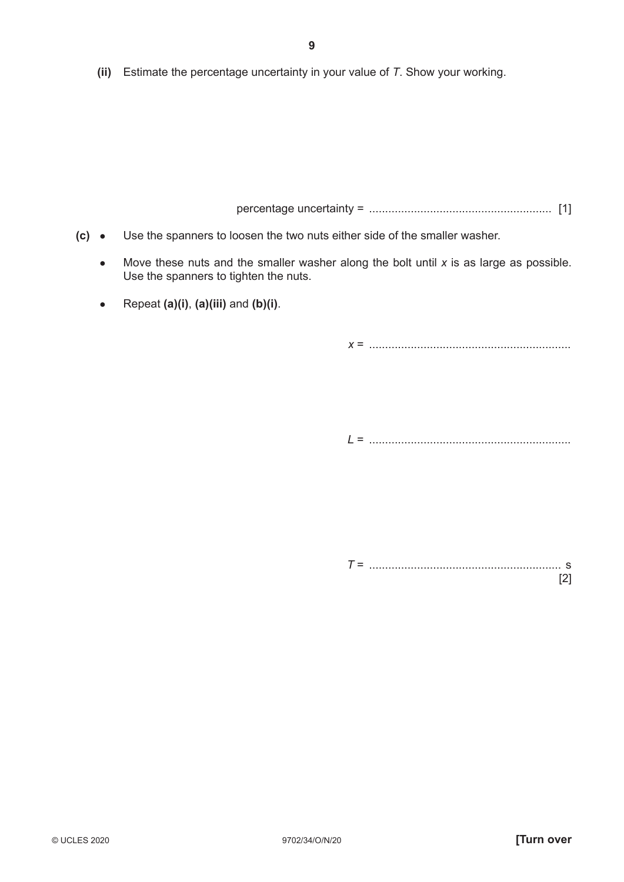(ii) Estimate the percentage uncertainty in your value of $T$. Show your working.

percentage uncertainty = ......................................................... [1]

(c) 
- Use the spanners to loosen the two nuts either side of the smaller washer.
- Move these nuts and the smaller washer along the bolt until $x$ is as large as possible. Use the spanners to tighten the nuts.
- Repeat **(a)(i)**, **(a)(iii)** and **(b)(i)**.

$x$ = ...............................................................

$L$ = ...............................................................

$T$ = ............................................................ s
[2]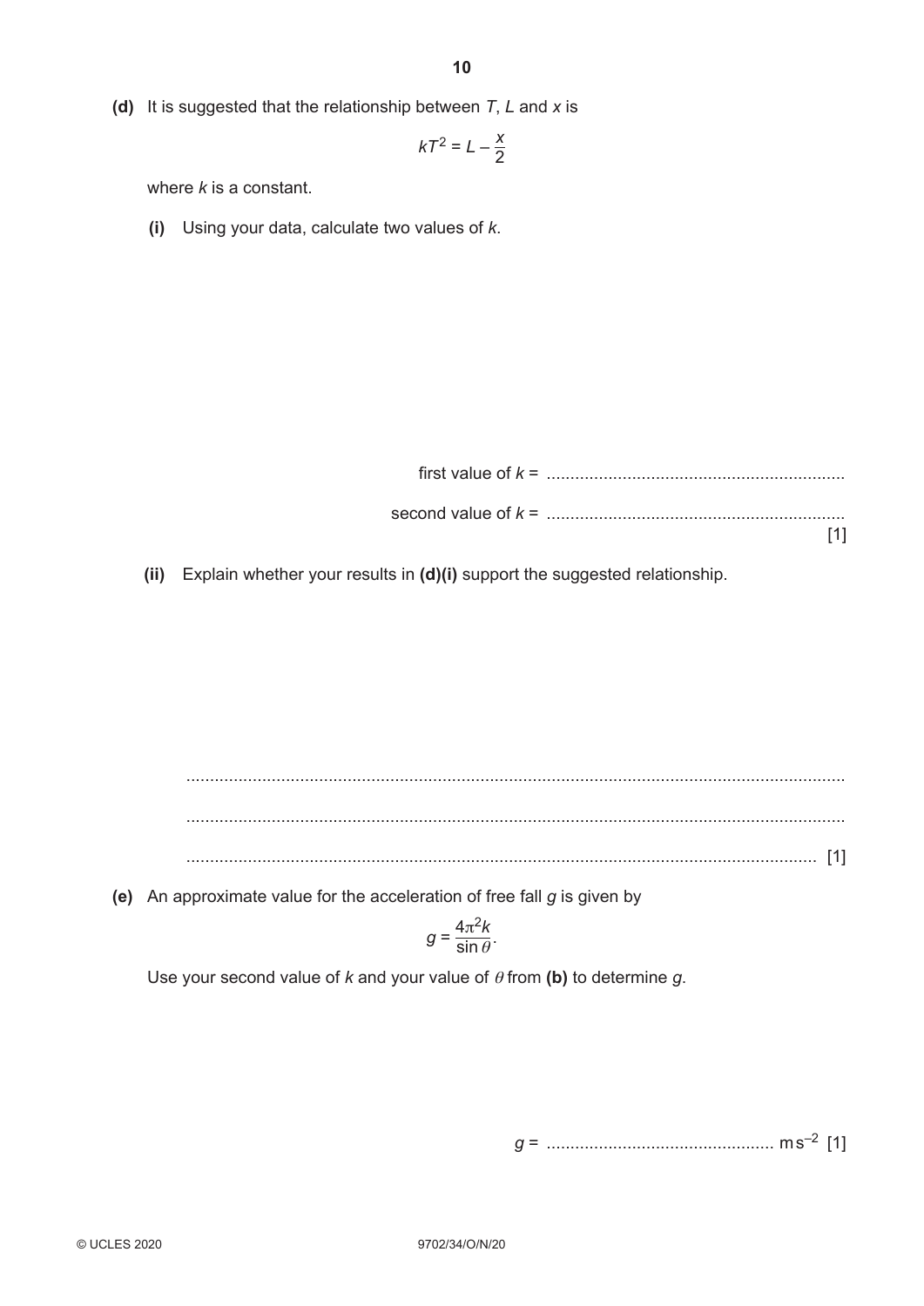**(d)** It is suggested that the relationship between $T$, $L$ and $x$ is

$$kT^2 = L - \frac{x}{2}$$

where $k$ is a constant.

**(i)** Using your data, calculate two values of $k$.

first value of $k$ = ..............................................................

second value of $k$ = .............................................................. [1]

**(ii)** Explain whether your results in **(d)(i)** support the suggested relationship.

...........................................................................................................................................

...........................................................................................................................................

..................................................................................................................................... [1]

**(e)** An approximate value for the acceleration of free fall $g$ is given by

$$g = \frac{4\pi^2 k}{\sin\theta}.$$

Use your second value of $k$ and your value of $\theta$ from **(b)** to determine $g$.

$g$ = ................................................ $\mathrm{m\,s^{-2}}$ [1]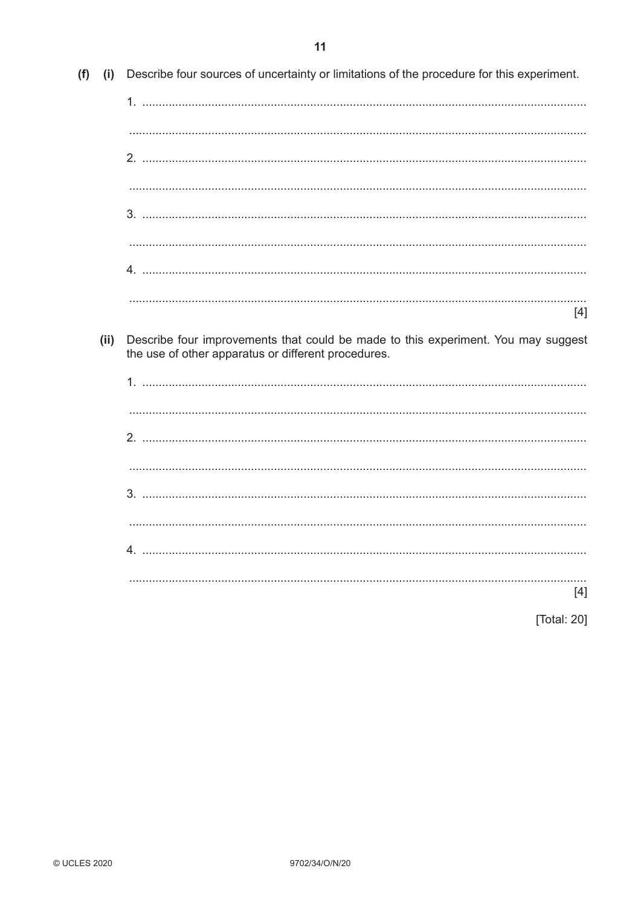**(f)** **(i)** Describe four sources of uncertainty or limitations of the procedure for this experiment.

1. ..........................................................................................................................................

..........................................................................................................................................

2. ..........................................................................................................................................

..........................................................................................................................................

3. ..........................................................................................................................................

..........................................................................................................................................

4. ..........................................................................................................................................

..........................................................................................................................................
[4]

**(ii)** Describe four improvements that could be made to this experiment. You may suggest the use of other apparatus or different procedures.

1. ..........................................................................................................................................

..........................................................................................................................................

2. ..........................................................................................................................................

..........................................................................................................................................

3. ..........................................................................................................................................

..........................................................................................................................................

4. ..........................................................................................................................................

..........................................................................................................................................
[4]

[Total: 20]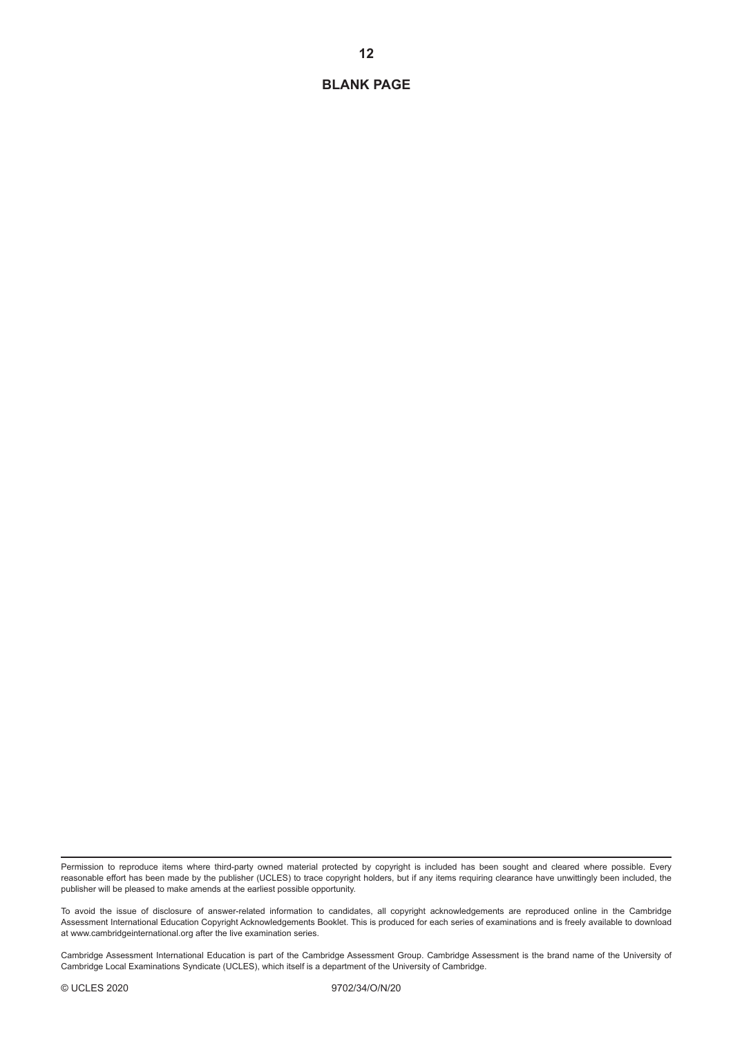**BLANK PAGE**

Permission to reproduce items where third-party owned material protected by copyright is included has been sought and cleared where possible. Every reasonable effort has been made by the publisher (UCLES) to trace copyright holders, but if any items requiring clearance have unwittingly been included, the publisher will be pleased to make amends at the earliest possible opportunity.

To avoid the issue of disclosure of answer-related information to candidates, all copyright acknowledgements are reproduced online in the Cambridge Assessment International Education Copyright Acknowledgements Booklet. This is produced for each series of examinations and is freely available to download at www.cambridgeinternational.org after the live examination series.

Cambridge Assessment International Education is part of the Cambridge Assessment Group. Cambridge Assessment is the brand name of the University of Cambridge Local Examinations Syndicate (UCLES), which itself is a department of the University of Cambridge.